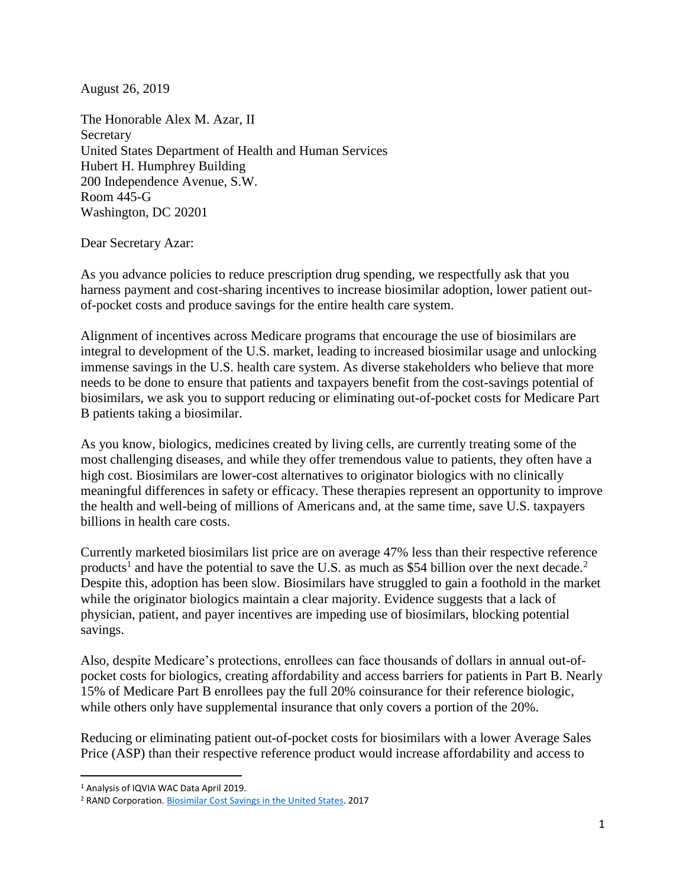August 26, 2019

The Honorable Alex M. Azar, II
Secretary
United States Department of Health and Human Services
Hubert H. Humphrey Building
200 Independence Avenue, S.W.
Room 445-G
Washington, DC 20201

Dear Secretary Azar:

As you advance policies to reduce prescription drug spending, we respectfully ask that you harness payment and cost-sharing incentives to increase biosimilar adoption, lower patient out-of-pocket costs and produce savings for the entire health care system.

Alignment of incentives across Medicare programs that encourage the use of biosimilars are integral to development of the U.S. market, leading to increased biosimilar usage and unlocking immense savings in the U.S. health care system. As diverse stakeholders who believe that more needs to be done to ensure that patients and taxpayers benefit from the cost-savings potential of biosimilars, we ask you to support reducing or eliminating out-of-pocket costs for Medicare Part B patients taking a biosimilar.

As you know, biologics, medicines created by living cells, are currently treating some of the most challenging diseases, and while they offer tremendous value to patients, they often have a high cost. Biosimilars are lower-cost alternatives to originator biologics with no clinically meaningful differences in safety or efficacy. These therapies represent an opportunity to improve the health and well-being of millions of Americans and, at the same time, save U.S. taxpayers billions in health care costs.

Currently marketed biosimilars list price are on average 47% less than their respective reference products[1] and have the potential to save the U.S. as much as $54 billion over the next decade.[2] Despite this, adoption has been slow. Biosimilars have struggled to gain a foothold in the market while the originator biologics maintain a clear majority. Evidence suggests that a lack of physician, patient, and payer incentives are impeding use of biosimilars, blocking potential savings.

Also, despite Medicare's protections, enrollees can face thousands of dollars in annual out-of-pocket costs for biologics, creating affordability and access barriers for patients in Part B. Nearly 15% of Medicare Part B enrollees pay the full 20% coinsurance for their reference biologic, while others only have supplemental insurance that only covers a portion of the 20%.

Reducing or eliminating patient out-of-pocket costs for biosimilars with a lower Average Sales Price (ASP) than their respective reference product would increase affordability and access to

---

[1] Analysis of IQVIA WAC Data April 2019.

[2] RAND Corporation. Biosimilar Cost Savings in the United States. 2017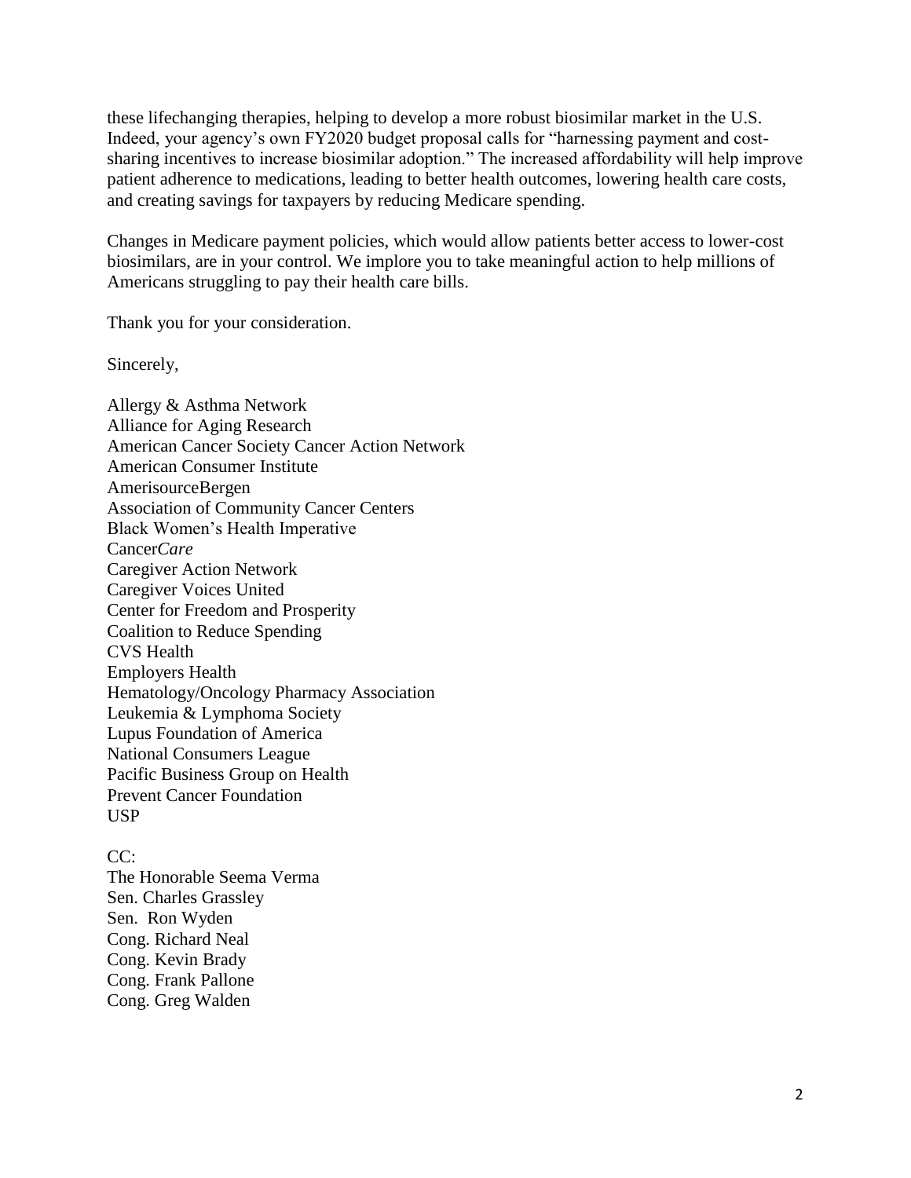these lifechanging therapies, helping to develop a more robust biosimilar market in the U.S. Indeed, your agency's own FY2020 budget proposal calls for "harnessing payment and cost-sharing incentives to increase biosimilar adoption." The increased affordability will help improve patient adherence to medications, leading to better health outcomes, lowering health care costs, and creating savings for taxpayers by reducing Medicare spending.

Changes in Medicare payment policies, which would allow patients better access to lower-cost biosimilars, are in your control. We implore you to take meaningful action to help millions of Americans struggling to pay their health care bills.

Thank you for your consideration.

Sincerely,

Allergy & Asthma Network
Alliance for Aging Research
American Cancer Society Cancer Action Network
American Consumer Institute
AmerisourceBergen
Association of Community Cancer Centers
Black Women's Health Imperative
Cancer*Care*
Caregiver Action Network
Caregiver Voices United
Center for Freedom and Prosperity
Coalition to Reduce Spending
CVS Health
Employers Health
Hematology/Oncology Pharmacy Association
Leukemia & Lymphoma Society
Lupus Foundation of America
National Consumers League
Pacific Business Group on Health
Prevent Cancer Foundation
USP

CC:
The Honorable Seema Verma
Sen. Charles Grassley
Sen. Ron Wyden
Cong. Richard Neal
Cong. Kevin Brady
Cong. Frank Pallone
Cong. Greg Walden